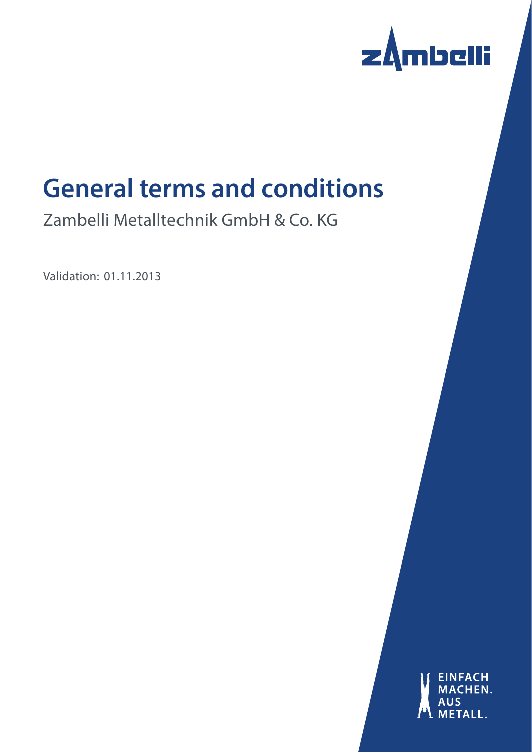zambelli

# General terms and conditions

Zambelli Metalltechnik GmbH & Co. KG

Validation: 01.11.2013

EINFACH MACHEN. AUS METALL.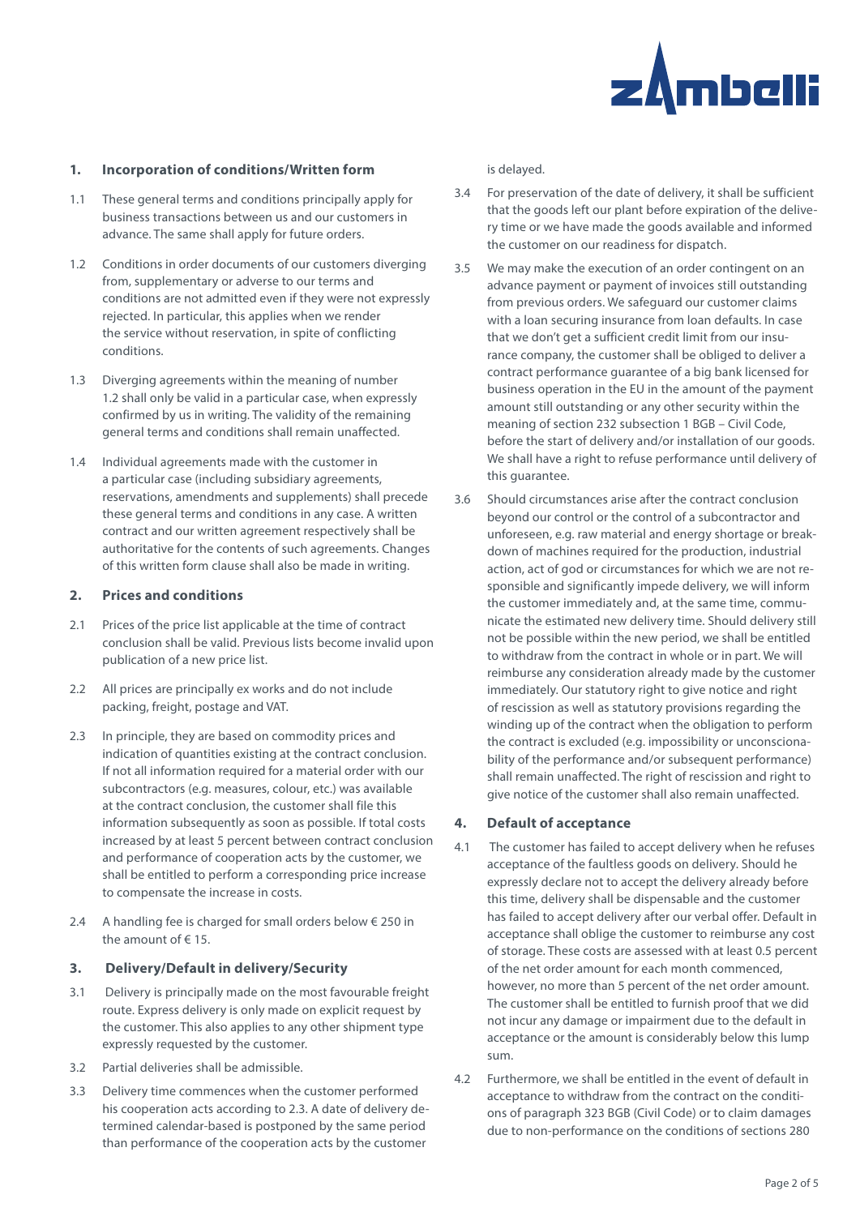## 1. Incorporation of conditions/Written form

1.1 These general terms and conditions principally apply for business transactions between us and our customers in advance. The same shall apply for future orders.

1.2 Conditions in order documents of our customers diverging from, supplementary or adverse to our terms and conditions are not admitted even if they were not expressly rejected. In particular, this applies when we render the service without reservation, in spite of conflicting conditions.

1.3 Diverging agreements within the meaning of number 1.2 shall only be valid in a particular case, when expressly confirmed by us in writing. The validity of the remaining general terms and conditions shall remain unaffected.

1.4 Individual agreements made with the customer in a particular case (including subsidiary agreements, reservations, amendments and supplements) shall precede these general terms and conditions in any case. A written contract and our written agreement respectively shall be authoritative for the contents of such agreements. Changes of this written form clause shall also be made in writing.

## 2. Prices and conditions

2.1 Prices of the price list applicable at the time of contract conclusion shall be valid. Previous lists become invalid upon publication of a new price list.

2.2 All prices are principally ex works and do not include packing, freight, postage and VAT.

2.3 In principle, they are based on commodity prices and indication of quantities existing at the contract conclusion. If not all information required for a material order with our subcontractors (e.g. measures, colour, etc.) was available at the contract conclusion, the customer shall file this information subsequently as soon as possible. If total costs increased by at least 5 percent between contract conclusion and performance of cooperation acts by the customer, we shall be entitled to perform a corresponding price increase to compensate the increase in costs.

2.4 A handling fee is charged for small orders below € 250 in the amount of € 15.

## 3. Delivery/Default in delivery/Security

3.1 Delivery is principally made on the most favourable freight route. Express delivery is only made on explicit request by the customer. This also applies to any other shipment type expressly requested by the customer.

3.2 Partial deliveries shall be admissible.

3.3 Delivery time commences when the customer performed his cooperation acts according to 2.3. A date of delivery determined calendar-based is postponed by the same period than performance of the cooperation acts by the customer is delayed.

3.4 For preservation of the date of delivery, it shall be sufficient that the goods left our plant before expiration of the delivery time or we have made the goods available and informed the customer on our readiness for dispatch.

3.5 We may make the execution of an order contingent on an advance payment or payment of invoices still outstanding from previous orders. We safeguard our customer claims with a loan securing insurance from loan defaults. In case that we don't get a sufficient credit limit from our insurance company, the customer shall be obliged to deliver a contract performance guarantee of a big bank licensed for business operation in the EU in the amount of the payment amount still outstanding or any other security within the meaning of section 232 subsection 1 BGB – Civil Code, before the start of delivery and/or installation of our goods. We shall have a right to refuse performance until delivery of this guarantee.

3.6 Should circumstances arise after the contract conclusion beyond our control or the control of a subcontractor and unforeseen, e.g. raw material and energy shortage or breakdown of machines required for the production, industrial action, act of god or circumstances for which we are not responsible and significantly impede delivery, we will inform the customer immediately and, at the same time, communicate the estimated new delivery time. Should delivery still not be possible within the new period, we shall be entitled to withdraw from the contract in whole or in part. We will reimburse any consideration already made by the customer immediately. Our statutory right to give notice and right of rescission as well as statutory provisions regarding the winding up of the contract when the obligation to perform the contract is excluded (e.g. impossibility or unconscionability of the performance and/or subsequent performance) shall remain unaffected. The right of rescission and right to give notice of the customer shall also remain unaffected.

## 4. Default of acceptance

4.1 The customer has failed to accept delivery when he refuses acceptance of the faultless goods on delivery. Should he expressly declare not to accept the delivery already before this time, delivery shall be dispensable and the customer has failed to accept delivery after our verbal offer. Default in acceptance shall oblige the customer to reimburse any cost of storage. These costs are assessed with at least 0.5 percent of the net order amount for each month commenced, however, no more than 5 percent of the net order amount. The customer shall be entitled to furnish proof that we did not incur any damage or impairment due to the default in acceptance or the amount is considerably below this lump sum.

4.2 Furthermore, we shall be entitled in the event of default in acceptance to withdraw from the contract on the conditions of paragraph 323 BGB (Civil Code) or to claim damages due to non-performance on the conditions of sections 280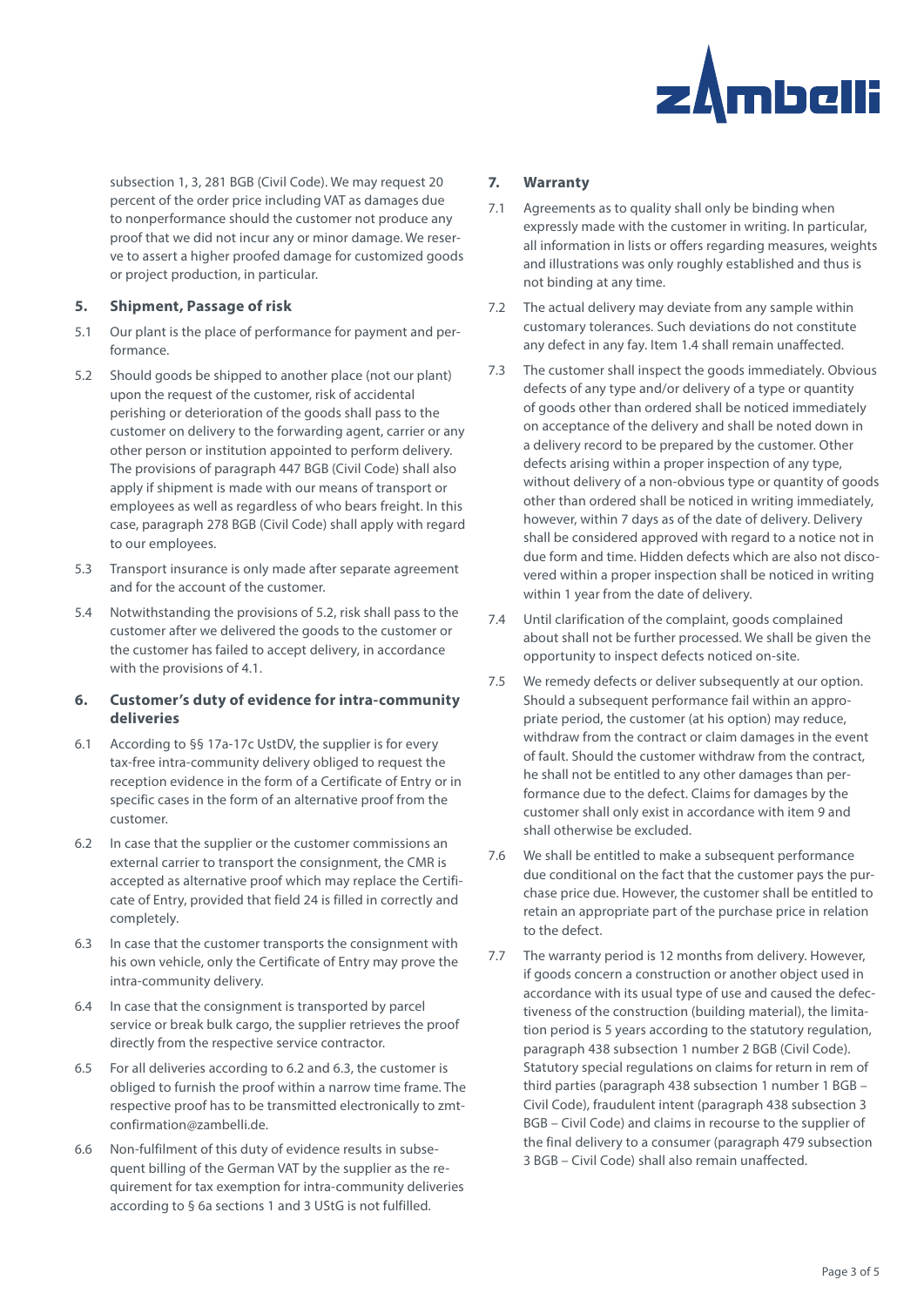subsection 1, 3, 281 BGB (Civil Code). We may request 20 percent of the order price including VAT as damages due to nonperformance should the customer not produce any proof that we did not incur any or minor damage. We reserve to assert a higher proofed damage for customized goods or project production, in particular.

## 5. Shipment, Passage of risk

5.1 Our plant is the place of performance for payment and performance.

5.2 Should goods be shipped to another place (not our plant) upon the request of the customer, risk of accidental perishing or deterioration of the goods shall pass to the customer on delivery to the forwarding agent, carrier or any other person or institution appointed to perform delivery. The provisions of paragraph 447 BGB (Civil Code) shall also apply if shipment is made with our means of transport or employees as well as regardless of who bears freight. In this case, paragraph 278 BGB (Civil Code) shall apply with regard to our employees.

5.3 Transport insurance is only made after separate agreement and for the account of the customer.

5.4 Notwithstanding the provisions of 5.2, risk shall pass to the customer after we delivered the goods to the customer or the customer has failed to accept delivery, in accordance with the provisions of 4.1.

## 6. Customer's duty of evidence for intra-community deliveries

6.1 According to §§ 17a-17c UstDV, the supplier is for every tax-free intra-community delivery obliged to request the reception evidence in the form of a Certificate of Entry or in specific cases in the form of an alternative proof from the customer.

6.2 In case that the supplier or the customer commissions an external carrier to transport the consignment, the CMR is accepted as alternative proof which may replace the Certificate of Entry, provided that field 24 is filled in correctly and completely.

6.3 In case that the customer transports the consignment with his own vehicle, only the Certificate of Entry may prove the intra-community delivery.

6.4 In case that the consignment is transported by parcel service or break bulk cargo, the supplier retrieves the proof directly from the respective service contractor.

6.5 For all deliveries according to 6.2 and 6.3, the customer is obliged to furnish the proof within a narrow time frame. The respective proof has to be transmitted electronically to zmt-confirmation@zambelli.de.

6.6 Non-fulfilment of this duty of evidence results in subsequent billing of the German VAT by the supplier as the requirement for tax exemption for intra-community deliveries according to § 6a sections 1 and 3 UStG is not fulfilled.

## 7. Warranty

7.1 Agreements as to quality shall only be binding when expressly made with the customer in writing. In particular, all information in lists or offers regarding measures, weights and illustrations was only roughly established and thus is not binding at any time.

7.2 The actual delivery may deviate from any sample within customary tolerances. Such deviations do not constitute any defect in any fay. Item 1.4 shall remain unaffected.

7.3 The customer shall inspect the goods immediately. Obvious defects of any type and/or delivery of a type or quantity of goods other than ordered shall be noticed immediately on acceptance of the delivery and shall be noted down in a delivery record to be prepared by the customer. Other defects arising within a proper inspection of any type, without delivery of a non-obvious type or quantity of goods other than ordered shall be noticed in writing immediately, however, within 7 days as of the date of delivery. Delivery shall be considered approved with regard to a notice not in due form and time. Hidden defects which are also not discovered within a proper inspection shall be noticed in writing within 1 year from the date of delivery.

7.4 Until clarification of the complaint, goods complained about shall not be further processed. We shall be given the opportunity to inspect defects noticed on-site.

7.5 We remedy defects or deliver subsequently at our option. Should a subsequent performance fail within an appropriate period, the customer (at his option) may reduce, withdraw from the contract or claim damages in the event of fault. Should the customer withdraw from the contract, he shall not be entitled to any other damages than performance due to the defect. Claims for damages by the customer shall only exist in accordance with item 9 and shall otherwise be excluded.

7.6 We shall be entitled to make a subsequent performance due conditional on the fact that the customer pays the purchase price due. However, the customer shall be entitled to retain an appropriate part of the purchase price in relation to the defect.

7.7 The warranty period is 12 months from delivery. However, if goods concern a construction or another object used in accordance with its usual type of use and caused the defectiveness of the construction (building material), the limitation period is 5 years according to the statutory regulation, paragraph 438 subsection 1 number 2 BGB (Civil Code). Statutory special regulations on claims for return in rem of third parties (paragraph 438 subsection 1 number 1 BGB – Civil Code), fraudulent intent (paragraph 438 subsection 3 BGB – Civil Code) and claims in recourse to the supplier of the final delivery to a consumer (paragraph 479 subsection 3 BGB – Civil Code) shall also remain unaffected.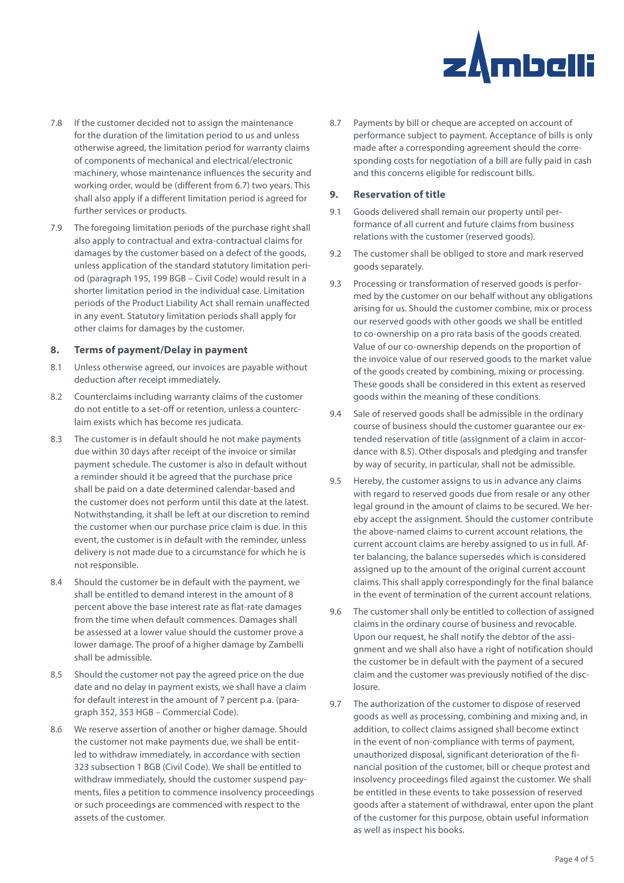7.8 If the customer decided not to assign the maintenance for the duration of the limitation period to us and unless otherwise agreed, the limitation period for warranty claims of components of mechanical and electrical/electronic machinery, whose maintenance influences the security and working order, would be (different from 6.7) two years. This shall also apply if a different limitation period is agreed for further services or products.

7.9 The foregoing limitation periods of the purchase right shall also apply to contractual and extra-contractual claims for damages by the customer based on a defect of the goods, unless application of the standard statutory limitation period (paragraph 195, 199 BGB – Civil Code) would result in a shorter limitation period in the individual case. Limitation periods of the Product Liability Act shall remain unaffected in any event. Statutory limitation periods shall apply for other claims for damages by the customer.

## 8. Terms of payment/Delay in payment

8.1 Unless otherwise agreed, our invoices are payable without deduction after receipt immediately.

8.2 Counterclaims including warranty claims of the customer do not entitle to a set-off or retention, unless a counterclaim exists which has become res judicata.

8.3 The customer is in default should he not make payments due within 30 days after receipt of the invoice or similar payment schedule. The customer is also in default without a reminder should it be agreed that the purchase price shall be paid on a date determined calendar-based and the customer does not perform until this date at the latest. Notwithstanding, it shall be left at our discretion to remind the customer when our purchase price claim is due. In this event, the customer is in default with the reminder, unless delivery is not made due to a circumstance for which he is not responsible.

8.4 Should the customer be in default with the payment, we shall be entitled to demand interest in the amount of 8 percent above the base interest rate as flat-rate damages from the time when default commences. Damages shall be assessed at a lower value should the customer prove a lower damage. The proof of a higher damage by Zambelli shall be admissible.

8.5 Should the customer not pay the agreed price on the due date and no delay in payment exists, we shall have a claim for default interest in the amount of 7 percent p.a. (paragraph 352, 353 HGB – Commercial Code).

8.6 We reserve assertion of another or higher damage. Should the customer not make payments due, we shall be entitled to withdraw immediately, in accordance with section 323 subsection 1 BGB (Civil Code). We shall be entitled to withdraw immediately, should the customer suspend payments, files a petition to commence insolvency proceedings or such proceedings are commenced with respect to the assets of the customer.

8.7 Payments by bill or cheque are accepted on account of performance subject to payment. Acceptance of bills is only made after a corresponding agreement should the corresponding costs for negotiation of a bill are fully paid in cash and this concerns eligible for rediscount bills.

## 9. Reservation of title

9.1 Goods delivered shall remain our property until performance of all current and future claims from business relations with the customer (reserved goods).

9.2 The customer shall be obliged to store and mark reserved goods separately.

9.3 Processing or transformation of reserved goods is performed by the customer on our behalf without any obligations arising for us. Should the customer combine, mix or process our reserved goods with other goods we shall be entitled to co-ownership on a pro rata basis of the goods created. Value of our co-ownership depends on the proportion of the invoice value of our reserved goods to the market value of the goods created by combining, mixing or processing. These goods shall be considered in this extent as reserved goods within the meaning of these conditions.

9.4 Sale of reserved goods shall be admissible in the ordinary course of business should the customer guarantee our extended reservation of title (assignment of a claim in accordance with 8.5). Other disposals and pledging and transfer by way of security, in particular, shall not be admissible.

9.5 Hereby, the customer assigns to us in advance any claims with regard to reserved goods due from resale or any other legal ground in the amount of claims to be secured. We hereby accept the assignment. Should the customer contribute the above-named claims to current account relations, the current account claims are hereby assigned to us in full. After balancing, the balance supersedes which is considered assigned up to the amount of the original current account claims. This shall apply correspondingly for the final balance in the event of termination of the current account relations.

9.6 The customer shall only be entitled to collection of assigned claims in the ordinary course of business and revocable. Upon our request, he shall notify the debtor of the assignment and we shall also have a right of notification should the customer be in default with the payment of a secured claim and the customer was previously notified of the disclosure.

9.7 The authorization of the customer to dispose of reserved goods as well as processing, combining and mixing and, in addition, to collect claims assigned shall become extinct in the event of non-compliance with terms of payment, unauthorized disposal, significant deterioration of the financial position of the customer, bill or cheque protest and insolvency proceedings filed against the customer. We shall be entitled in these events to take possession of reserved goods after a statement of withdrawal, enter upon the plant of the customer for this purpose, obtain useful information as well as inspect his books.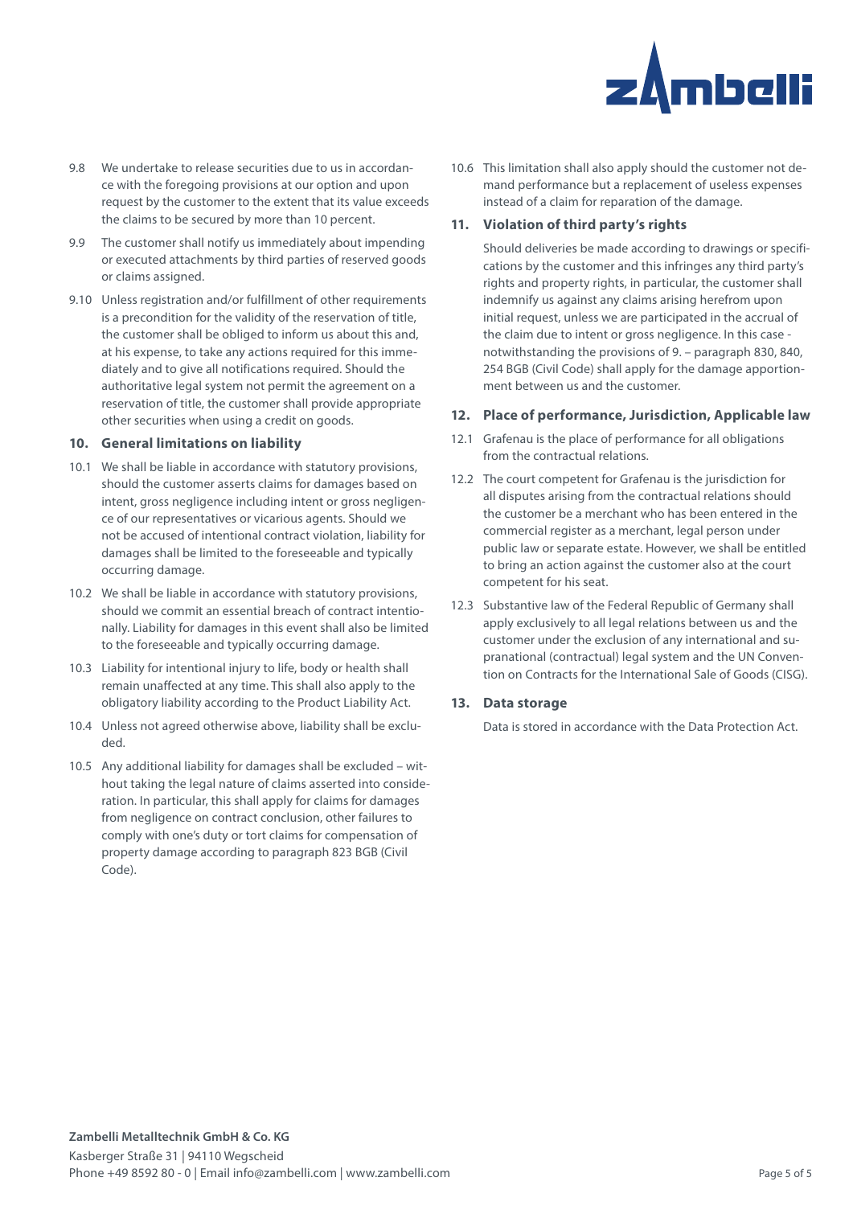9.8 We undertake to release securities due to us in accordance with the foregoing provisions at our option and upon request by the customer to the extent that its value exceeds the claims to be secured by more than 10 percent.

9.9 The customer shall notify us immediately about impending or executed attachments by third parties of reserved goods or claims assigned.

9.10 Unless registration and/or fulfillment of other requirements is a precondition for the validity of the reservation of title, the customer shall be obliged to inform us about this and, at his expense, to take any actions required for this immediately and to give all notifications required. Should the authoritative legal system not permit the agreement on a reservation of title, the customer shall provide appropriate other securities when using a credit on goods.

## 10. General limitations on liability

10.1 We shall be liable in accordance with statutory provisions, should the customer asserts claims for damages based on intent, gross negligence including intent or gross negligence of our representatives or vicarious agents. Should we not be accused of intentional contract violation, liability for damages shall be limited to the foreseeable and typically occurring damage.

10.2 We shall be liable in accordance with statutory provisions, should we commit an essential breach of contract intentionally. Liability for damages in this event shall also be limited to the foreseeable and typically occurring damage.

10.3 Liability for intentional injury to life, body or health shall remain unaffected at any time. This shall also apply to the obligatory liability according to the Product Liability Act.

10.4 Unless not agreed otherwise above, liability shall be excluded.

10.5 Any additional liability for damages shall be excluded – without taking the legal nature of claims asserted into consideration. In particular, this shall apply for claims for damages from negligence on contract conclusion, other failures to comply with one's duty or tort claims for compensation of property damage according to paragraph 823 BGB (Civil Code).

10.6 This limitation shall also apply should the customer not demand performance but a replacement of useless expenses instead of a claim for reparation of the damage.

## 11. Violation of third party's rights

Should deliveries be made according to drawings or specifications by the customer and this infringes any third party's rights and property rights, in particular, the customer shall indemnify us against any claims arising herefrom upon initial request, unless we are participated in the accrual of the claim due to intent or gross negligence. In this case - notwithstanding the provisions of 9. – paragraph 830, 840, 254 BGB (Civil Code) shall apply for the damage apportionment between us and the customer.

## 12. Place of performance, Jurisdiction, Applicable law

12.1 Grafenau is the place of performance for all obligations from the contractual relations.

12.2 The court competent for Grafenau is the jurisdiction for all disputes arising from the contractual relations should the customer be a merchant who has been entered in the commercial register as a merchant, legal person under public law or separate estate. However, we shall be entitled to bring an action against the customer also at the court competent for his seat.

12.3 Substantive law of the Federal Republic of Germany shall apply exclusively to all legal relations between us and the customer under the exclusion of any international and supranational (contractual) legal system and the UN Convention on Contracts for the International Sale of Goods (CISG).

## 13. Data storage

Data is stored in accordance with the Data Protection Act.

**Zambelli Metalltechnik GmbH & Co. KG**
Kasberger Straße 31 | 94110 Wegscheid
Phone +49 8592 80 - 0 | Email info@zambelli.com | www.zambelli.com